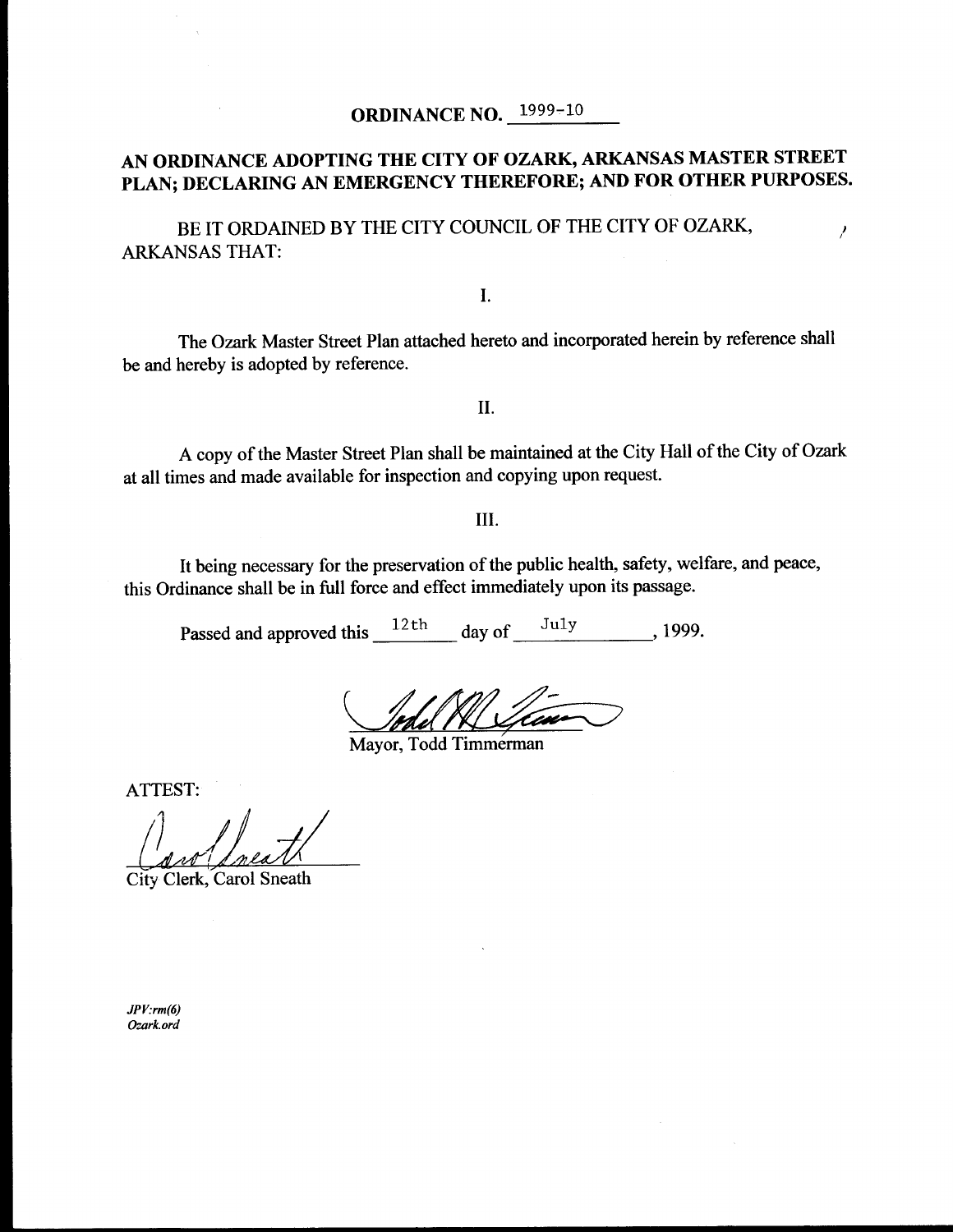# ORDINANCE NO. 1999-10

## AN ORDINANCE ADOPTING THE CITY OF OZARK, ARKANSAS MASTER STREET PLAN; DECLARING AN EMERGENCY THEREFORE; AND FOR OTHER PURPOSES.

BE IT ORDAINED BY THE CITY COUNCIL OF THE CITY OF OZARK, ARKANSAS THAT:

I.

The Ozark Master Street Plan attached hereto and incorporated herein by reference shall be and hereby is adopted by reference.

II.

A copy of the Master Street Plan shall be maintained at the City Hall of the City of Ozark at all times and made available for inspection and copying upon request.

III.

It being necessary for the preservation of the public health, safety, welfare, and peace, this Ordinance shall be in full force and effect immediately upon its passage.

Passed and approved this 12th day of July, 1999.

Mayor, Todd Timmerman

ATTEST:

City Clerk, Carol Sneath

*JPV:rm(6)*
*Ozark.ord*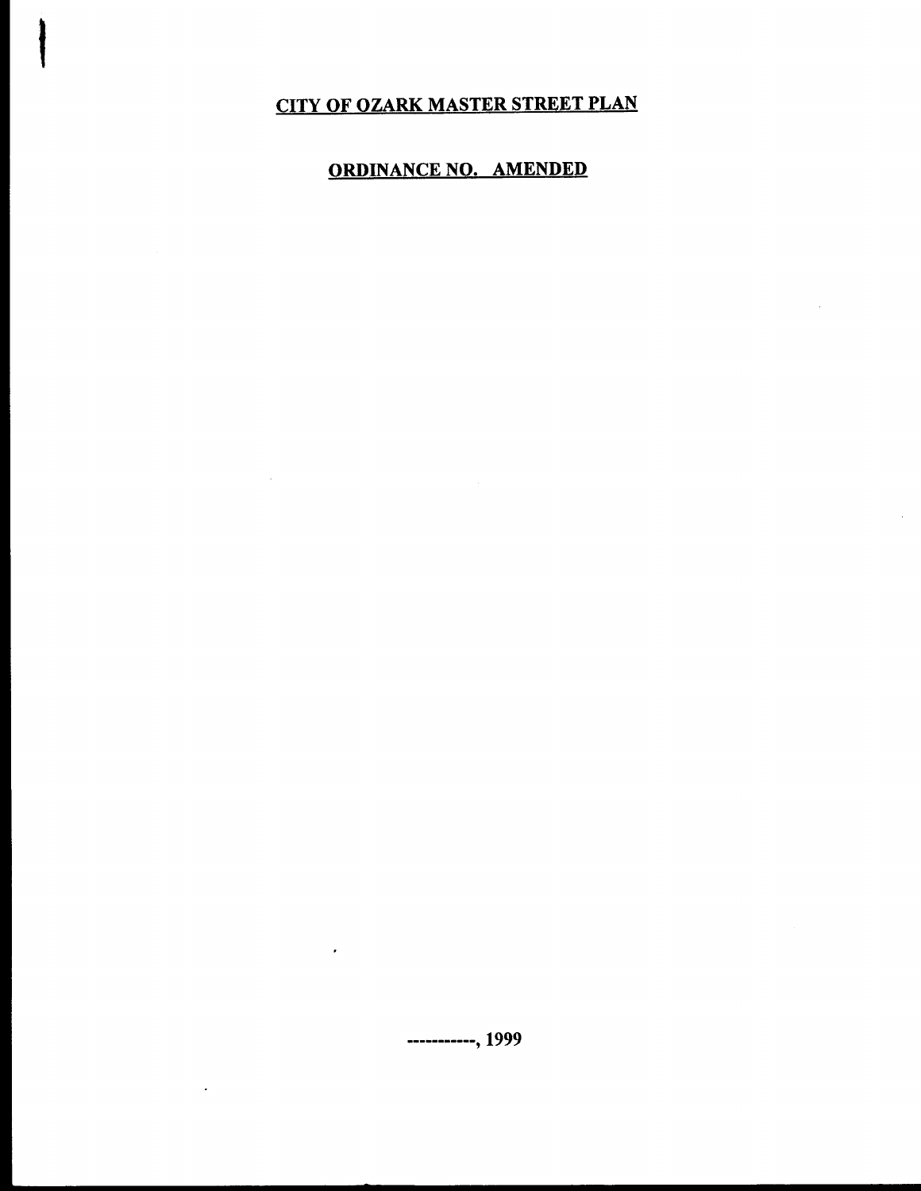# CITY OF OZARK MASTER STREET PLAN

## ORDINANCE NO. AMENDED

-----------, 1999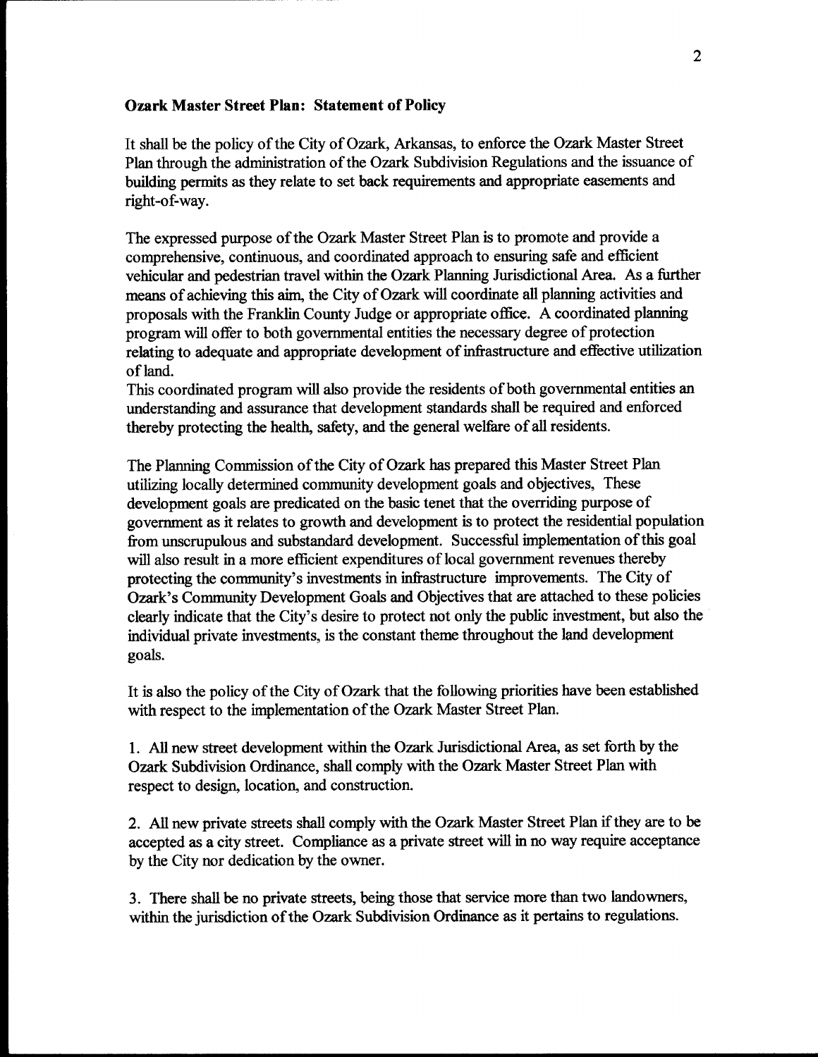**Ozark Master Street Plan: Statement of Policy**

It shall be the policy of the City of Ozark, Arkansas, to enforce the Ozark Master Street Plan through the administration of the Ozark Subdivision Regulations and the issuance of building permits as they relate to set back requirements and appropriate easements and right-of-way.

The expressed purpose of the Ozark Master Street Plan is to promote and provide a comprehensive, continuous, and coordinated approach to ensuring safe and efficient vehicular and pedestrian travel within the Ozark Planning Jurisdictional Area. As a further means of achieving this aim, the City of Ozark will coordinate all planning activities and proposals with the Franklin County Judge or appropriate office. A coordinated planning program will offer to both governmental entities the necessary degree of protection relating to adequate and appropriate development of infrastructure and effective utilization of land.
This coordinated program will also provide the residents of both governmental entities an understanding and assurance that development standards shall be required and enforced thereby protecting the health, safety, and the general welfare of all residents.

The Planning Commission of the City of Ozark has prepared this Master Street Plan utilizing locally determined community development goals and objectives, These development goals are predicated on the basic tenet that the overriding purpose of government as it relates to growth and development is to protect the residential population from unscrupulous and substandard development. Successful implementation of this goal will also result in a more efficient expenditures of local government revenues thereby protecting the community's investments in infrastructure improvements. The City of Ozark's Community Development Goals and Objectives that are attached to these policies clearly indicate that the City's desire to protect not only the public investment, but also the individual private investments, is the constant theme throughout the land development goals.

It is also the policy of the City of Ozark that the following priorities have been established with respect to the implementation of the Ozark Master Street Plan.

1. All new street development within the Ozark Jurisdictional Area, as set forth by the Ozark Subdivision Ordinance, shall comply with the Ozark Master Street Plan with respect to design, location, and construction.

2. All new private streets shall comply with the Ozark Master Street Plan if they are to be accepted as a city street. Compliance as a private street will in no way require acceptance by the City nor dedication by the owner.

3. There shall be no private streets, being those that service more than two landowners, within the jurisdiction of the Ozark Subdivision Ordinance as it pertains to regulations.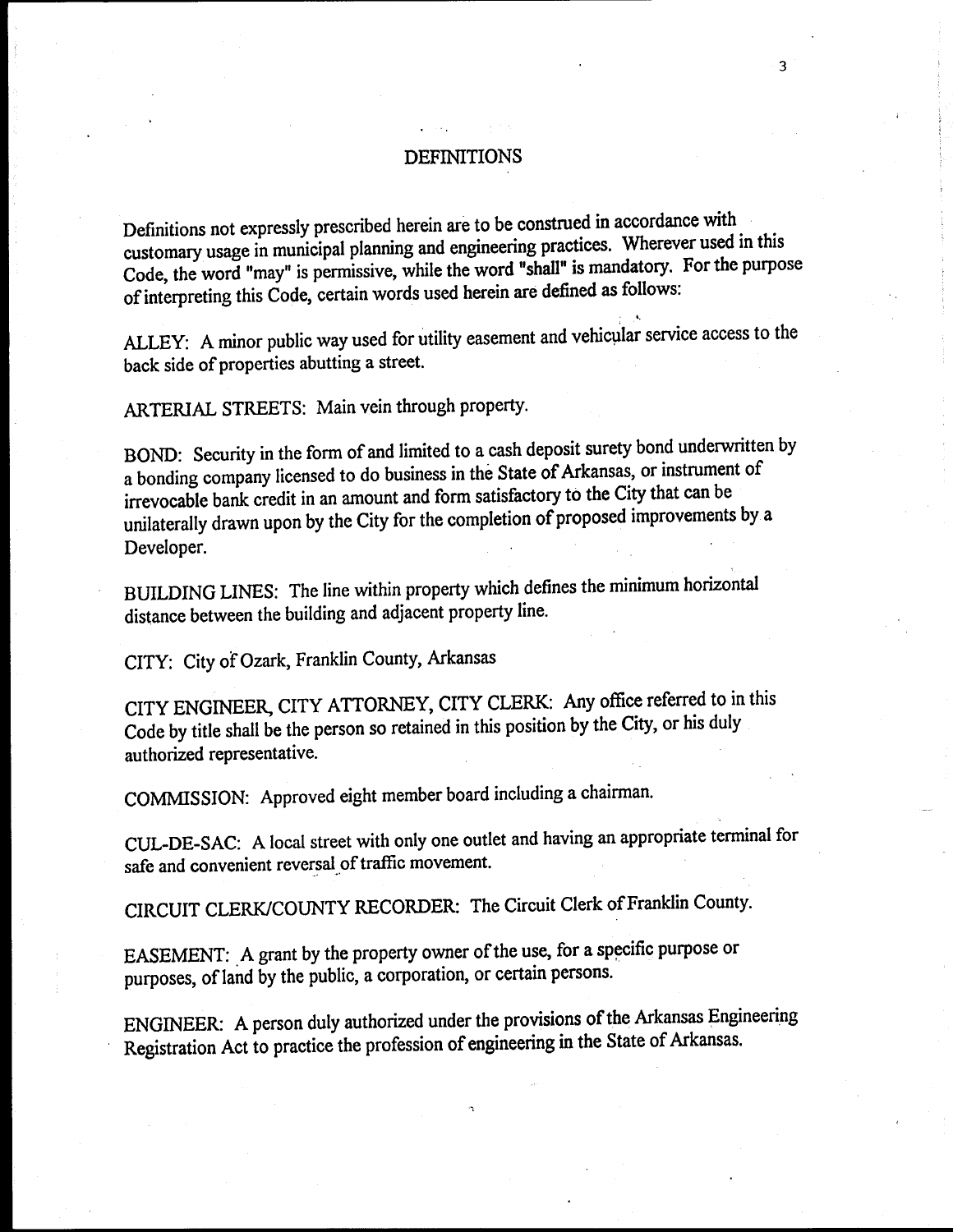# DEFINITIONS

Definitions not expressly prescribed herein are to be construed in accordance with customary usage in municipal planning and engineering practices. Wherever used in this Code, the word "may" is permissive, while the word "shall" is mandatory. For the purpose of interpreting this Code, certain words used herein are defined as follows:

ALLEY: A minor public way used for utility easement and vehicular service access to the back side of properties abutting a street.

ARTERIAL STREETS: Main vein through property.

BOND: Security in the form of and limited to a cash deposit surety bond underwritten by a bonding company licensed to do business in the State of Arkansas, or instrument of irrevocable bank credit in an amount and form satisfactory to the City that can be unilaterally drawn upon by the City for the completion of proposed improvements by a Developer.

BUILDING LINES: The line within property which defines the minimum horizontal distance between the building and adjacent property line.

CITY: City of Ozark, Franklin County, Arkansas

CITY ENGINEER, CITY ATTORNEY, CITY CLERK: Any office referred to in this Code by title shall be the person so retained in this position by the City, or his duly authorized representative.

COMMISSION: Approved eight member board including a chairman.

CUL-DE-SAC: A local street with only one outlet and having an appropriate terminal for safe and convenient reversal of traffic movement.

CIRCUIT CLERK/COUNTY RECORDER: The Circuit Clerk of Franklin County.

EASEMENT: A grant by the property owner of the use, for a specific purpose or purposes, of land by the public, a corporation, or certain persons.

ENGINEER: A person duly authorized under the provisions of the Arkansas Engineering Registration Act to practice the profession of engineering in the State of Arkansas.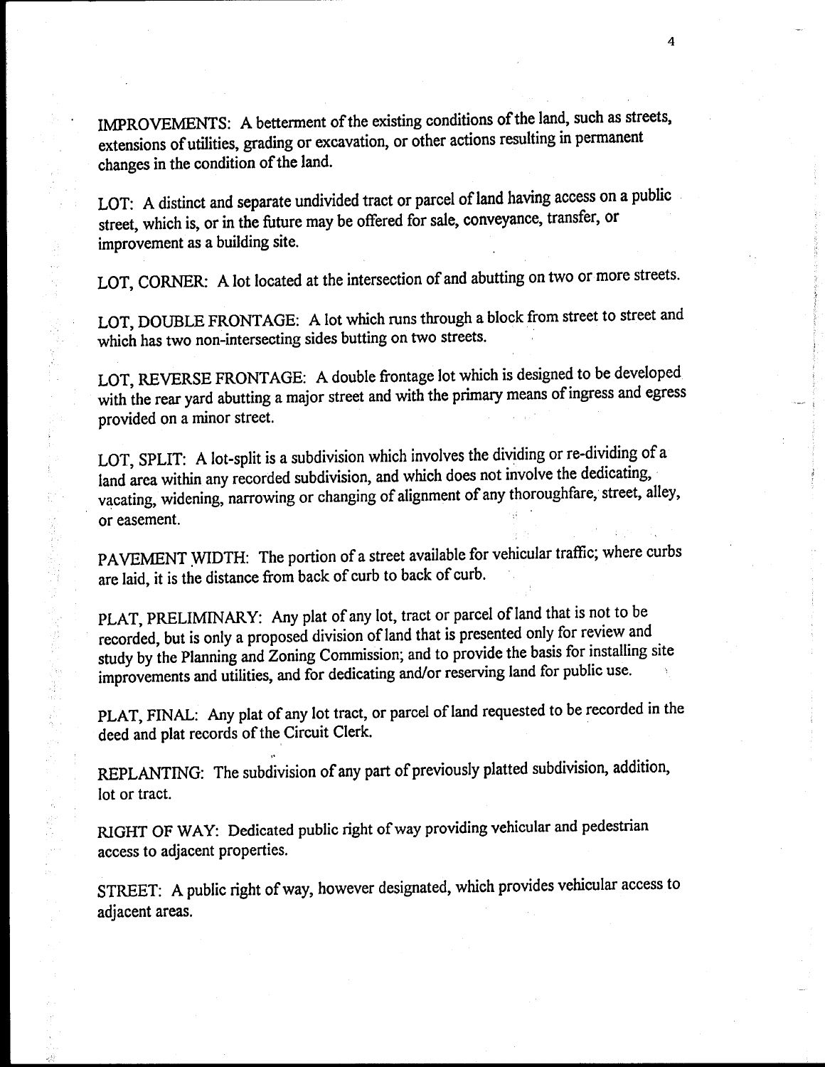IMPROVEMENTS: A betterment of the existing conditions of the land, such as streets, extensions of utilities, grading or excavation, or other actions resulting in permanent changes in the condition of the land.

LOT: A distinct and separate undivided tract or parcel of land having access on a public street, which is, or in the future may be offered for sale, conveyance, transfer, or improvement as a building site.

LOT, CORNER: A lot located at the intersection of and abutting on two or more streets.

LOT, DOUBLE FRONTAGE: A lot which runs through a block from street to street and which has two non-intersecting sides butting on two streets.

LOT, REVERSE FRONTAGE: A double frontage lot which is designed to be developed with the rear yard abutting a major street and with the primary means of ingress and egress provided on a minor street.

LOT, SPLIT: A lot-split is a subdivision which involves the dividing or re-dividing of a land area within any recorded subdivision, and which does not involve the dedicating, vacating, widening, narrowing or changing of alignment of any thoroughfare, street, alley, or easement.

PAVEMENT WIDTH: The portion of a street available for vehicular traffic; where curbs are laid, it is the distance from back of curb to back of curb.

PLAT, PRELIMINARY: Any plat of any lot, tract or parcel of land that is not to be recorded, but is only a proposed division of land that is presented only for review and study by the Planning and Zoning Commission; and to provide the basis for installing site improvements and utilities, and for dedicating and/or reserving land for public use.

PLAT, FINAL: Any plat of any lot tract, or parcel of land requested to be recorded in the deed and plat records of the Circuit Clerk.

REPLANTING: The subdivision of any part of previously platted subdivision, addition, lot or tract.

RIGHT OF WAY: Dedicated public right of way providing vehicular and pedestrian access to adjacent properties.

STREET: A public right of way, however designated, which provides vehicular access to adjacent areas.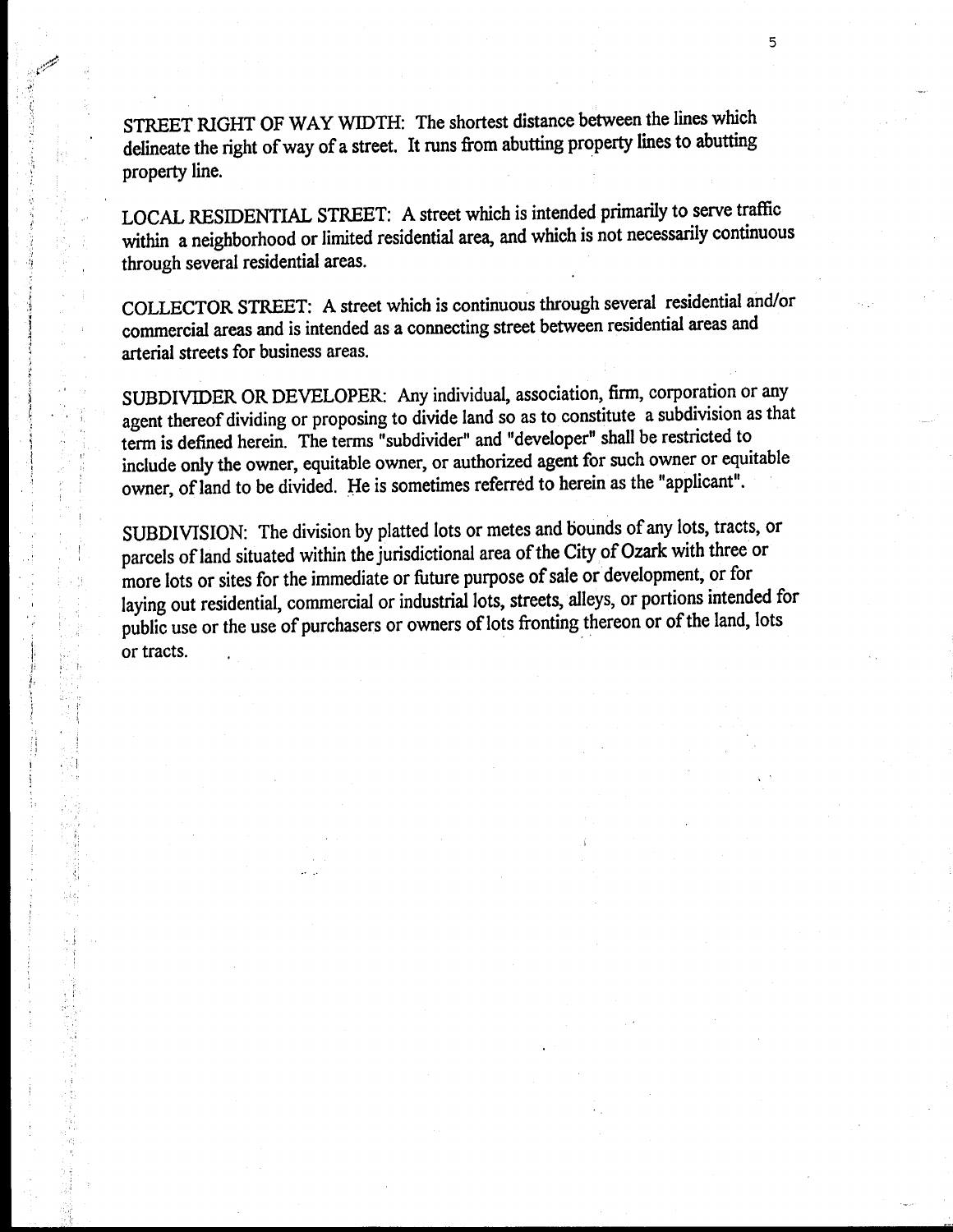STREET RIGHT OF WAY WIDTH: The shortest distance between the lines which delineate the right of way of a street. It runs from abutting property lines to abutting property line.

LOCAL RESIDENTIAL STREET: A street which is intended primarily to serve traffic within a neighborhood or limited residential area, and which is not necessarily continuous through several residential areas.

COLLECTOR STREET: A street which is continuous through several residential and/or commercial areas and is intended as a connecting street between residential areas and arterial streets for business areas.

SUBDIVIDER OR DEVELOPER: Any individual, association, firm, corporation or any agent thereof dividing or proposing to divide land so as to constitute a subdivision as that term is defined herein. The terms "subdivider" and "developer" shall be restricted to include only the owner, equitable owner, or authorized agent for such owner or equitable owner, of land to be divided. He is sometimes referred to herein as the "applicant".

SUBDIVISION: The division by platted lots or metes and bounds of any lots, tracts, or parcels of land situated within the jurisdictional area of the City of Ozark with three or more lots or sites for the immediate or future purpose of sale or development, or for laying out residential, commercial or industrial lots, streets, alleys, or portions intended for public use or the use of purchasers or owners of lots fronting thereon or of the land, lots or tracts.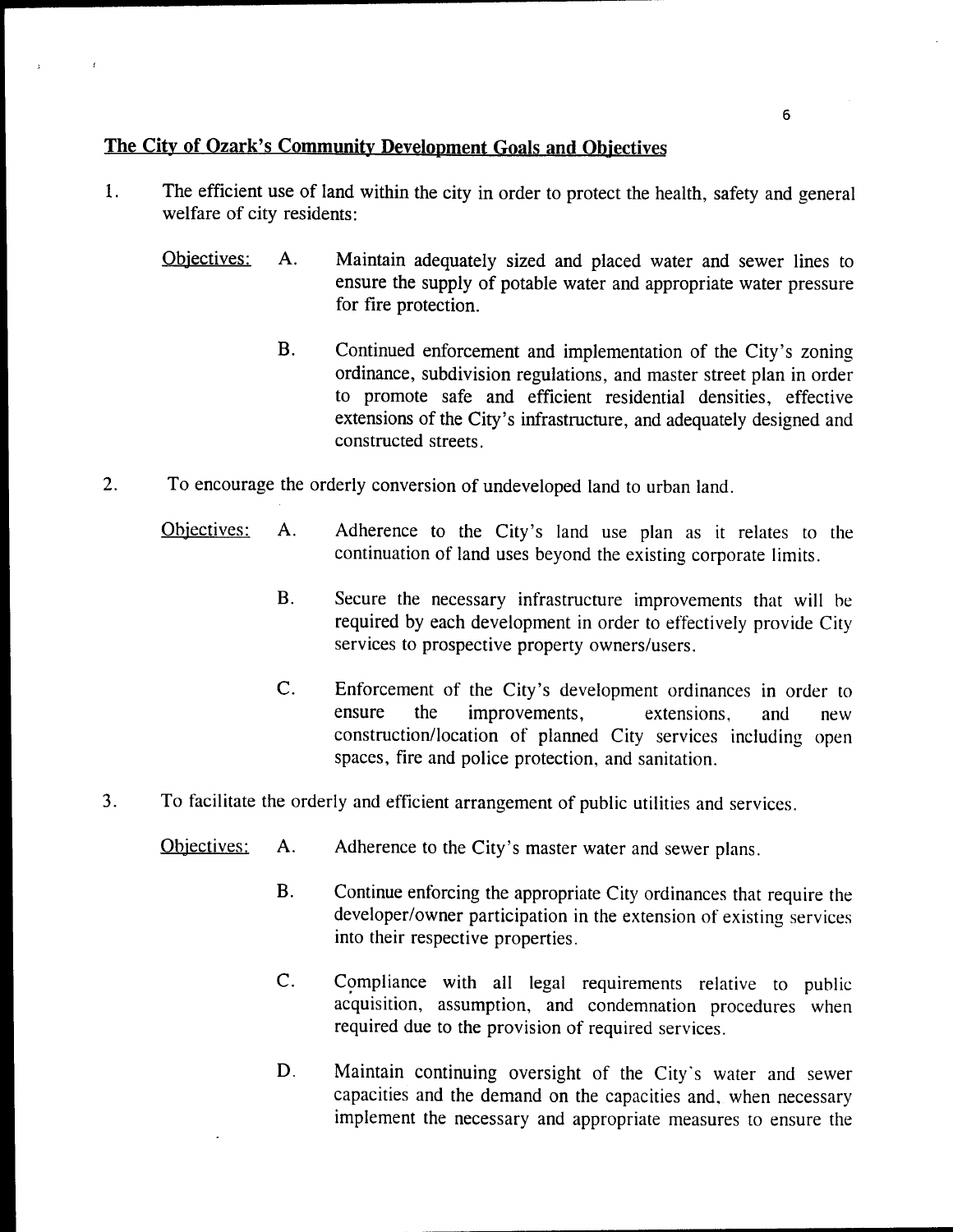## The City of Ozark's Community Development Goals and Objectives

1. The efficient use of land within the city in order to protect the health, safety and general welfare of city residents:

   Objectives:

   A. Maintain adequately sized and placed water and sewer lines to ensure the supply of potable water and appropriate water pressure for fire protection.

   B. Continued enforcement and implementation of the City's zoning ordinance, subdivision regulations, and master street plan in order to promote safe and efficient residential densities, effective extensions of the City's infrastructure, and adequately designed and constructed streets.

2. To encourage the orderly conversion of undeveloped land to urban land.

   Objectives:

   A. Adherence to the City's land use plan as it relates to the continuation of land uses beyond the existing corporate limits.

   B. Secure the necessary infrastructure improvements that will be required by each development in order to effectively provide City services to prospective property owners/users.

   C. Enforcement of the City's development ordinances in order to ensure the improvements, extensions, and new construction/location of planned City services including open spaces, fire and police protection, and sanitation.

3. To facilitate the orderly and efficient arrangement of public utilities and services.

   Objectives:

   A. Adherence to the City's master water and sewer plans.

   B. Continue enforcing the appropriate City ordinances that require the developer/owner participation in the extension of existing services into their respective properties.

   C. Compliance with all legal requirements relative to public acquisition, assumption, and condemnation procedures when required due to the provision of required services.

   D. Maintain continuing oversight of the City's water and sewer capacities and the demand on the capacities and, when necessary implement the necessary and appropriate measures to ensure the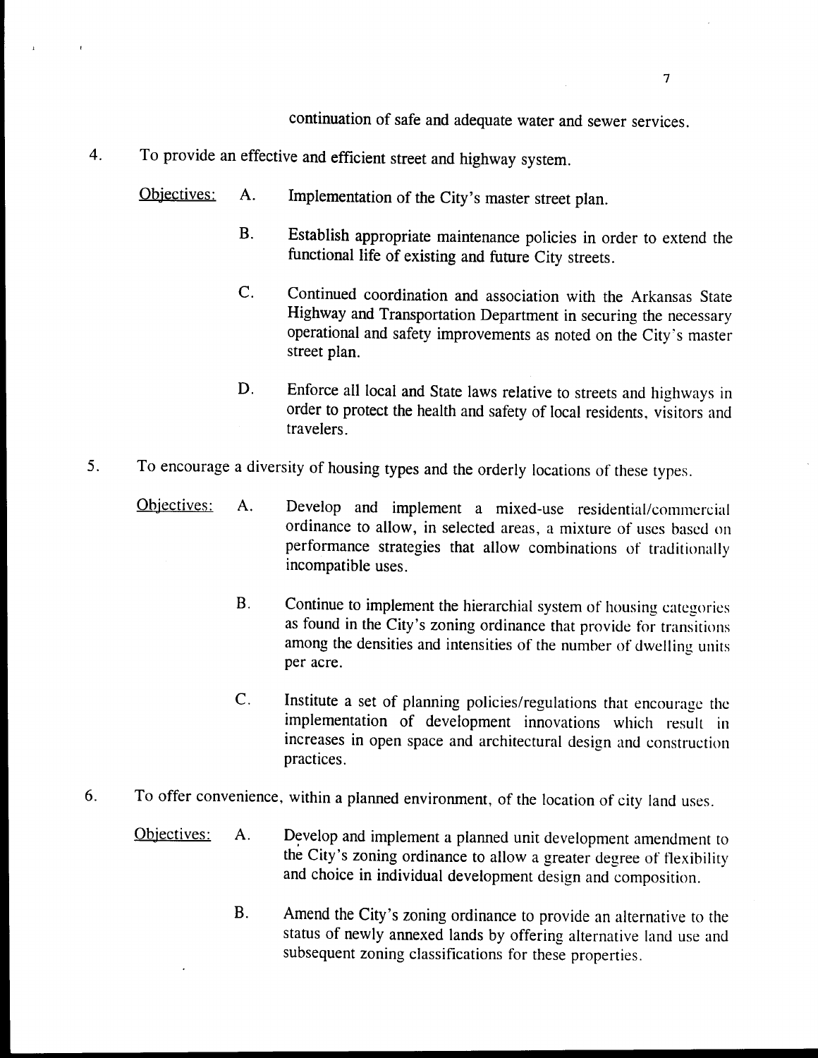continuation of safe and adequate water and sewer services.

4. To provide an effective and efficient street and highway system.

   Objectives:

   A. Implementation of the City's master street plan.

   B. Establish appropriate maintenance policies in order to extend the functional life of existing and future City streets.

   C. Continued coordination and association with the Arkansas State Highway and Transportation Department in securing the necessary operational and safety improvements as noted on the City's master street plan.

   D. Enforce all local and State laws relative to streets and highways in order to protect the health and safety of local residents, visitors and travelers.

5. To encourage a diversity of housing types and the orderly locations of these types.

   Objectives:

   A. Develop and implement a mixed-use residential/commercial ordinance to allow, in selected areas, a mixture of uses based on performance strategies that allow combinations of traditionally incompatible uses.

   B. Continue to implement the hierarchial system of housing categories as found in the City's zoning ordinance that provide for transitions among the densities and intensities of the number of dwelling units per acre.

   C. Institute a set of planning policies/regulations that encourage the implementation of development innovations which result in increases in open space and architectural design and construction practices.

6. To offer convenience, within a planned environment, of the location of city land uses.

   Objectives:

   A. Develop and implement a planned unit development amendment to the City's zoning ordinance to allow a greater degree of flexibility and choice in individual development design and composition.

   B. Amend the City's zoning ordinance to provide an alternative to the status of newly annexed lands by offering alternative land use and subsequent zoning classifications for these properties.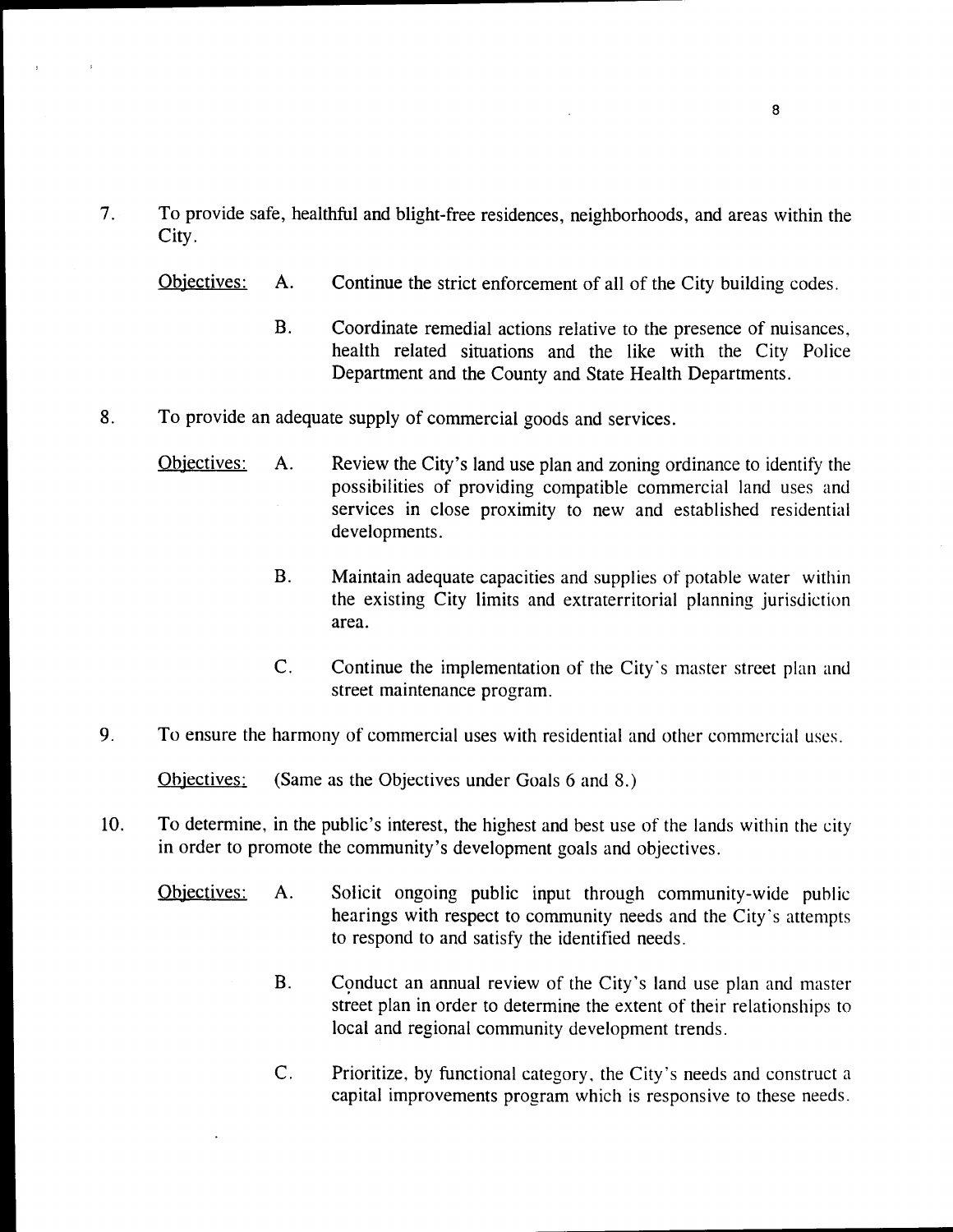7. To provide safe, healthful and blight-free residences, neighborhoods, and areas within the City.

   Objectives:

   A. Continue the strict enforcement of all of the City building codes.

   B. Coordinate remedial actions relative to the presence of nuisances, health related situations and the like with the City Police Department and the County and State Health Departments.

8. To provide an adequate supply of commercial goods and services.

   Objectives:

   A. Review the City's land use plan and zoning ordinance to identify the possibilities of providing compatible commercial land uses and services in close proximity to new and established residential developments.

   B. Maintain adequate capacities and supplies of potable water within the existing City limits and extraterritorial planning jurisdiction area.

   C. Continue the implementation of the City's master street plan and street maintenance program.

9. To ensure the harmony of commercial uses with residential and other commercial uses.

   Objectives: (Same as the Objectives under Goals 6 and 8.)

10. To determine, in the public's interest, the highest and best use of the lands within the city in order to promote the community's development goals and objectives.

    Objectives:

    A. Solicit ongoing public input through community-wide public hearings with respect to community needs and the City's attempts to respond to and satisfy the identified needs.

    B. Conduct an annual review of the City's land use plan and master street plan in order to determine the extent of their relationships to local and regional community development trends.

    C. Prioritize, by functional category, the City's needs and construct a capital improvements program which is responsive to these needs.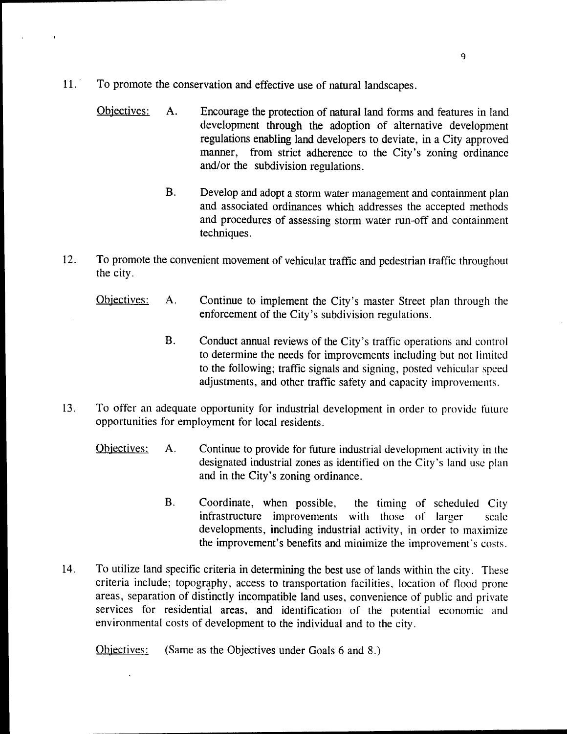11. To promote the conservation and effective use of natural landscapes.

    Objectives:

    A. Encourage the protection of natural land forms and features in land development through the adoption of alternative development regulations enabling land developers to deviate, in a City approved manner, from strict adherence to the City's zoning ordinance and/or the subdivision regulations.

    B. Develop and adopt a storm water management and containment plan and associated ordinances which addresses the accepted methods and procedures of assessing storm water run-off and containment techniques.

12. To promote the convenient movement of vehicular traffic and pedestrian traffic throughout the city.

    Objectives:

    A. Continue to implement the City's master Street plan through the enforcement of the City's subdivision regulations.

    B. Conduct annual reviews of the City's traffic operations and control to determine the needs for improvements including but not limited to the following; traffic signals and signing, posted vehicular speed adjustments, and other traffic safety and capacity improvements.

13. To offer an adequate opportunity for industrial development in order to provide future opportunities for employment for local residents.

    Objectives:

    A. Continue to provide for future industrial development activity in the designated industrial zones as identified on the City's land use plan and in the City's zoning ordinance.

    B. Coordinate, when possible, the timing of scheduled City infrastructure improvements with those of larger scale developments, including industrial activity, in order to maximize the improvement's benefits and minimize the improvement's costs.

14. To utilize land specific criteria in determining the best use of lands within the city. These criteria include; topography, access to transportation facilities, location of flood prone areas, separation of distinctly incompatible land uses, convenience of public and private services for residential areas, and identification of the potential economic and environmental costs of development to the individual and to the city.

    Objectives: (Same as the Objectives under Goals 6 and 8.)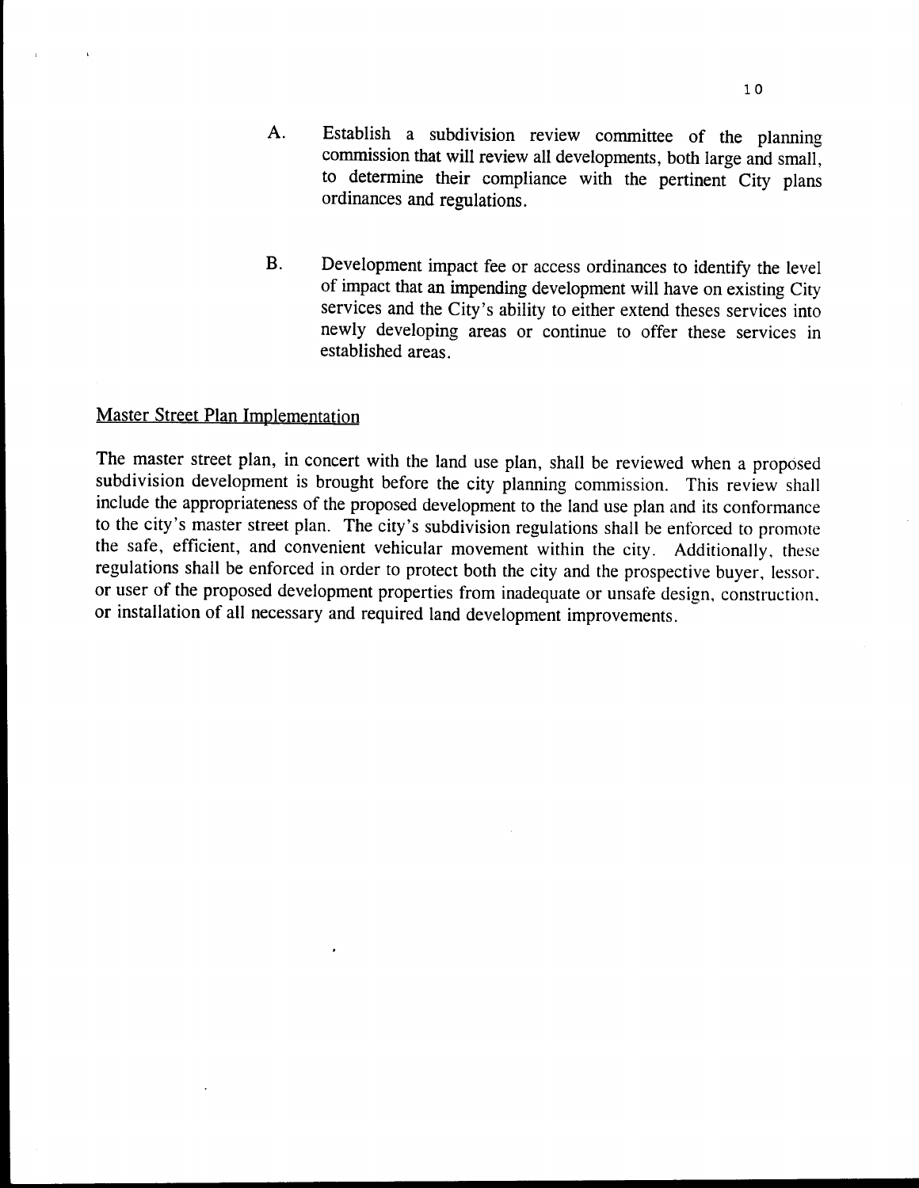A. Establish a subdivision review committee of the planning commission that will review all developments, both large and small, to determine their compliance with the pertinent City plans ordinances and regulations.

B. Development impact fee or access ordinances to identify the level of impact that an impending development will have on existing City services and the City's ability to either extend theses services into newly developing areas or continue to offer these services in established areas.

## Master Street Plan Implementation

The master street plan, in concert with the land use plan, shall be reviewed when a proposed subdivision development is brought before the city planning commission. This review shall include the appropriateness of the proposed development to the land use plan and its conformance to the city's master street plan. The city's subdivision regulations shall be enforced to promote the safe, efficient, and convenient vehicular movement within the city. Additionally, these regulations shall be enforced in order to protect both the city and the prospective buyer, lessor, or user of the proposed development properties from inadequate or unsafe design, construction, or installation of all necessary and required land development improvements.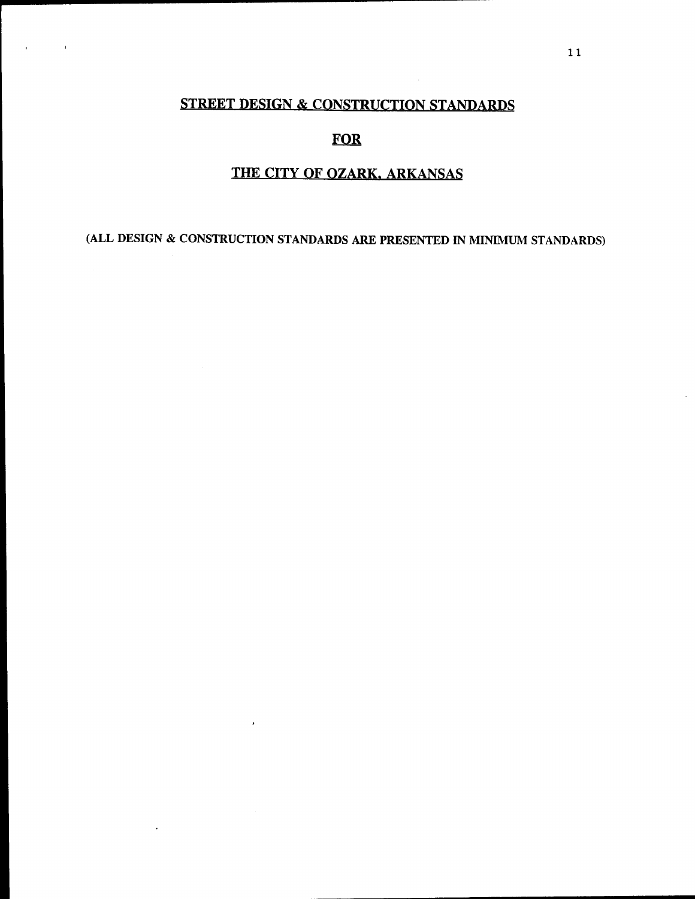# STREET DESIGN & CONSTRUCTION STANDARDS

# FOR

# THE CITY OF OZARK, ARKANSAS

(ALL DESIGN & CONSTRUCTION STANDARDS ARE PRESENTED IN MINIMUM STANDARDS)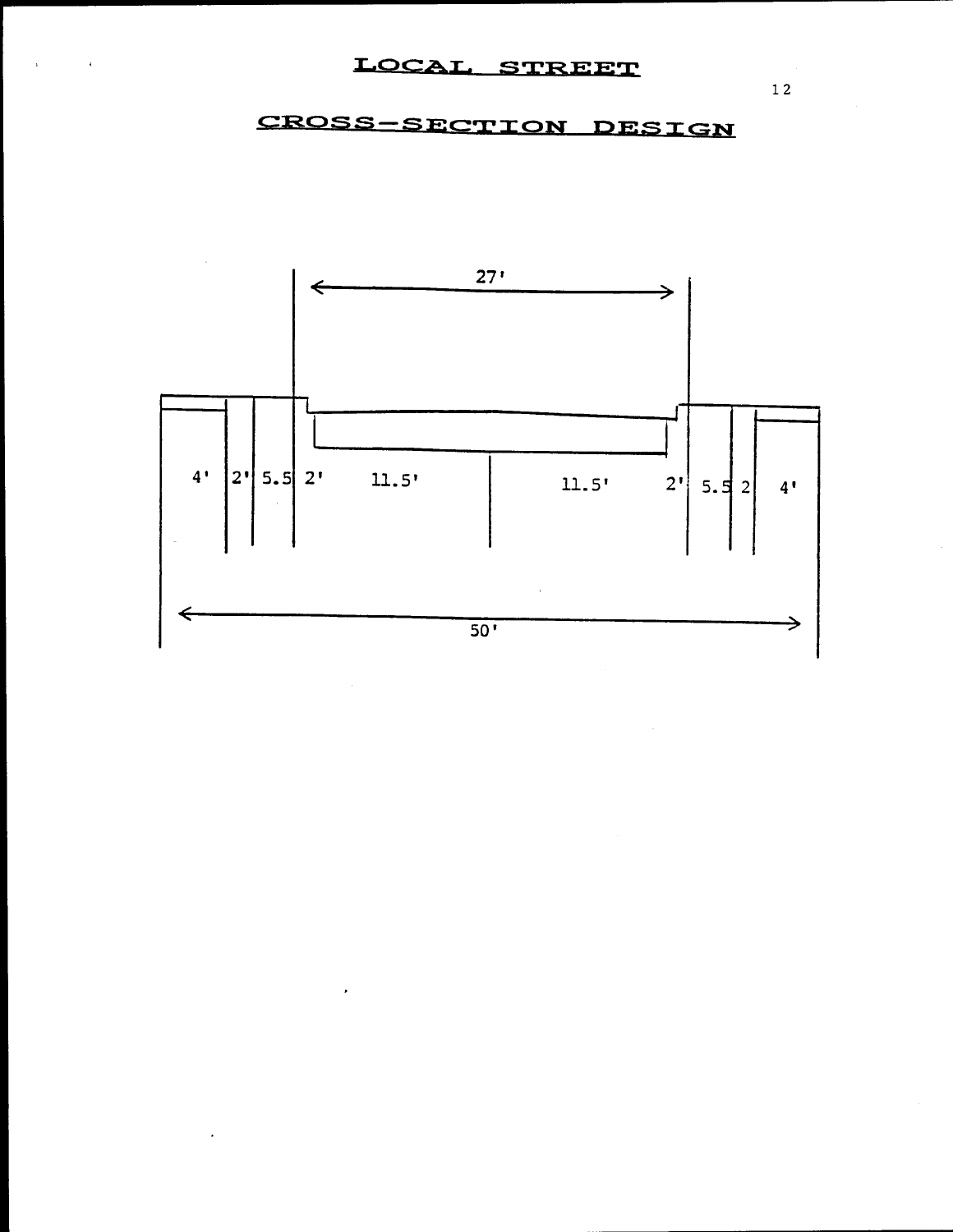# LOCAL STREET

## CROSS-SECTION DESIGN

27'

4' | 2' | 5.5 | 2' | 11.5' | 11.5' | 2' | 5.5 | 2 | 4'

50'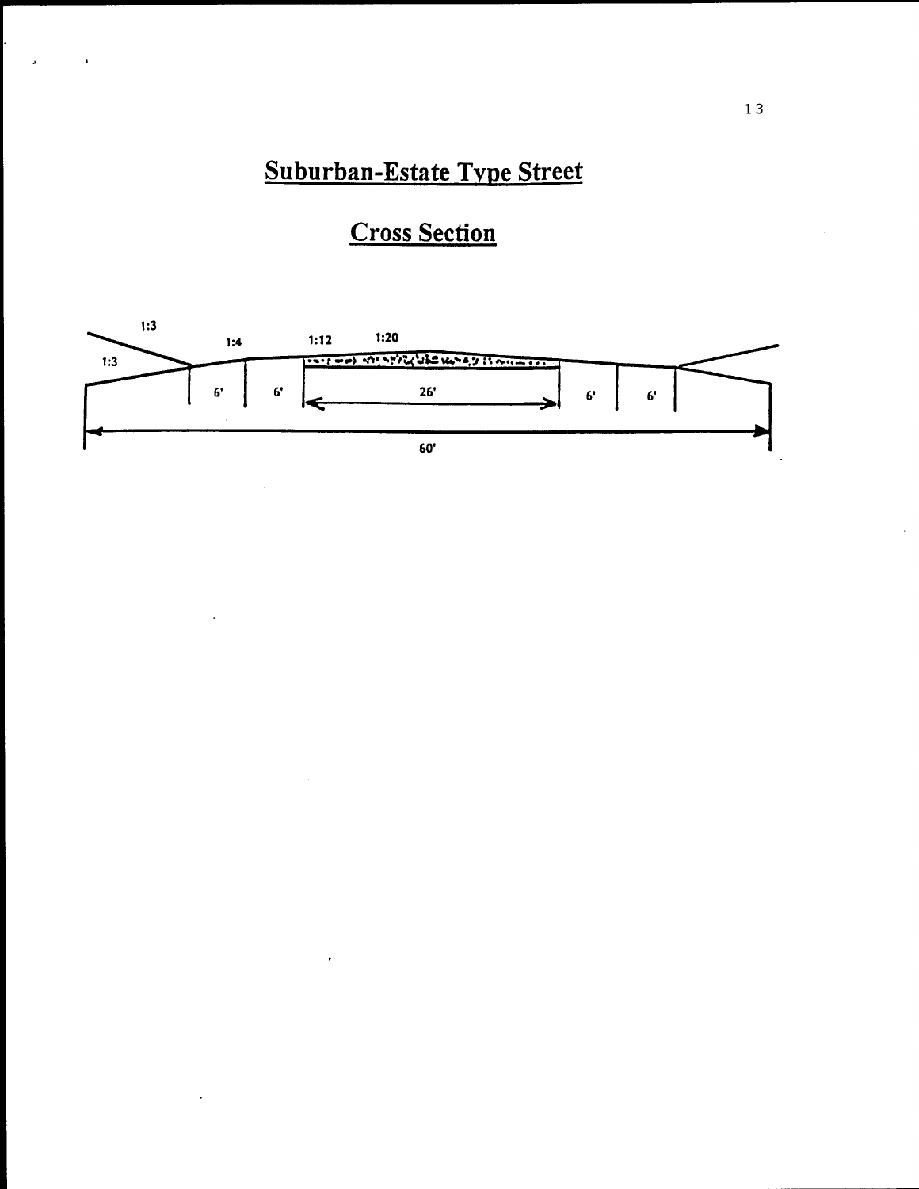# Suburban-Estate Type Street

## Cross Section

1:3

1:4 1:12 1:20

1:3

6' 6' 26' 6' 6'

60'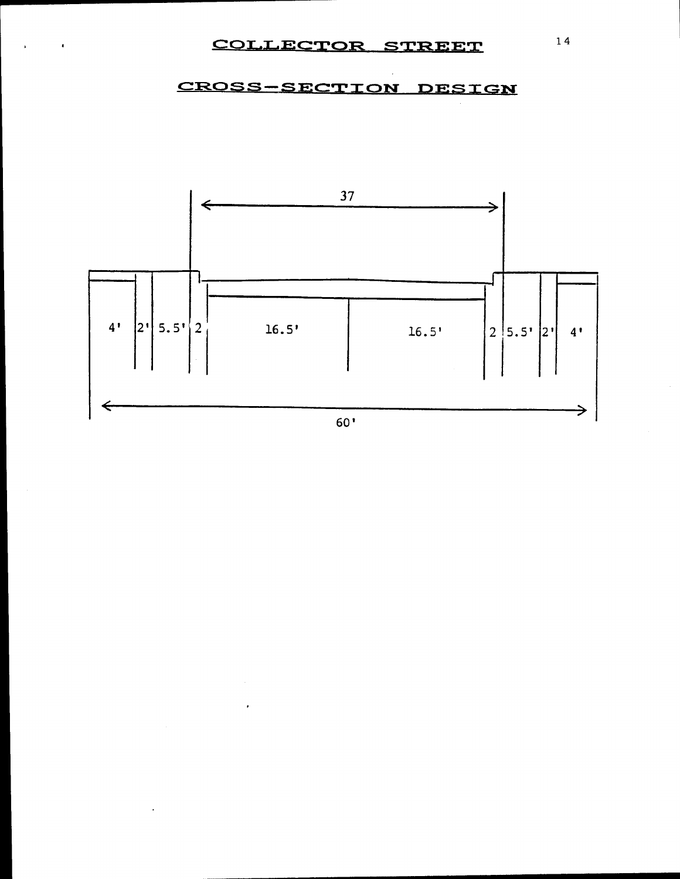# COLLECTOR STREET

## CROSS-SECTION DESIGN

37

| 4' | 2' | 5.5' | 2 | 16.5' | 16.5' | 2 | 5.5' | 2' | 4' |
|---|---|---|---|---|---|---|---|---|---|

60'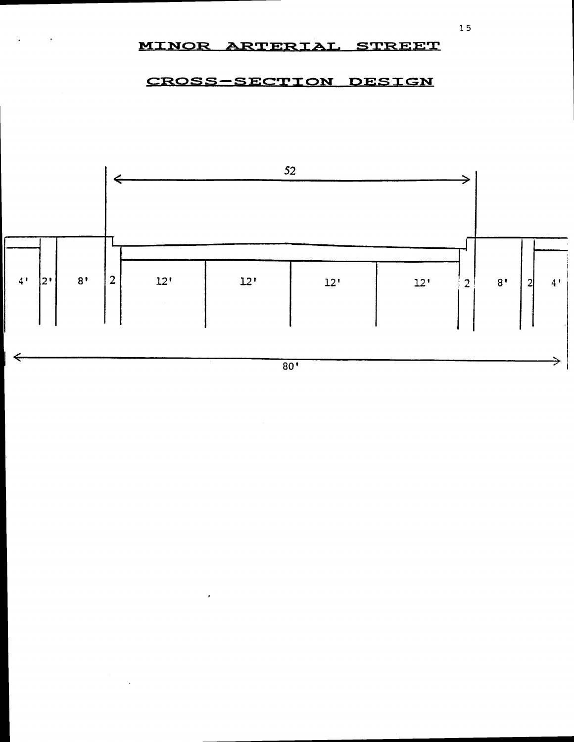# MINOR ARTERIAL STREET

## CROSS-SECTION DESIGN

52

| 4' | 2' | 8' | 2 | 12' | 12' | 12' | 12' | 2 | 8' | 2 | 4' |
|---|---|---|---|---|---|---|---|---|---|---|---|

80'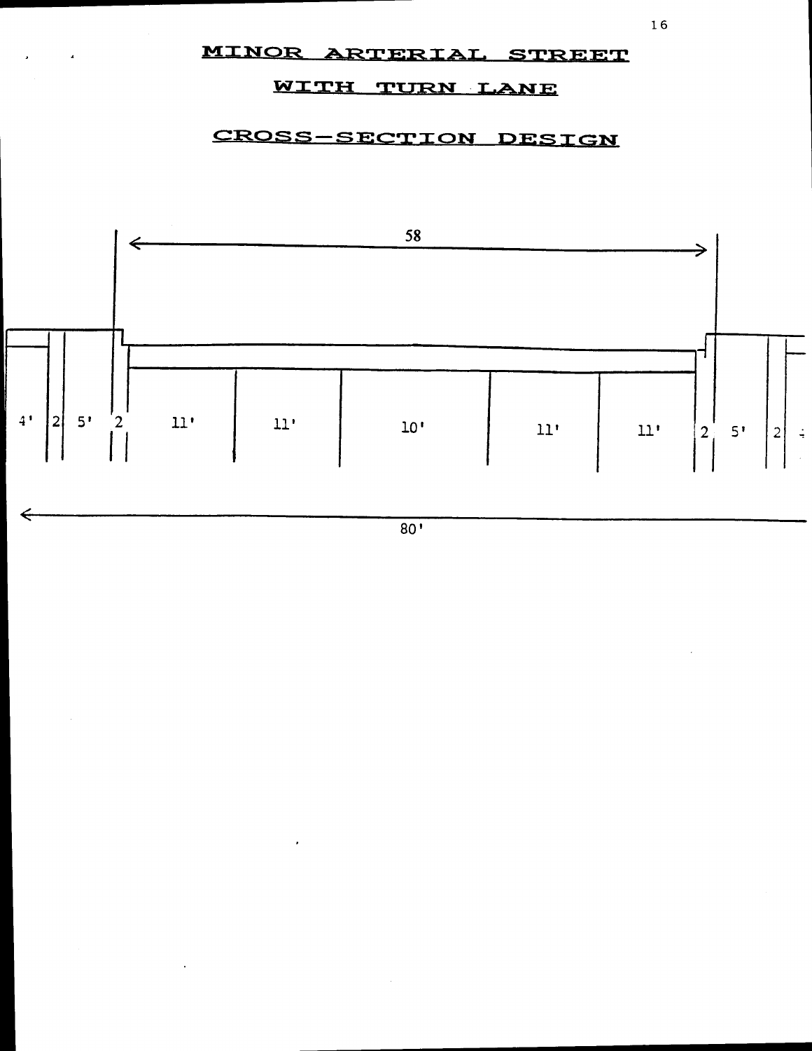# MINOR ARTERIAL STREET

# WITH TURN LANE

# CROSS-SECTION DESIGN

58

| 4' | 2 | 5' | 2 | 11' | 11' | 10' | 11' | 11' | 2 | 5' | 2 | 4' |
|---|---|---|---|---|---|---|---|---|---|---|---|---|

80'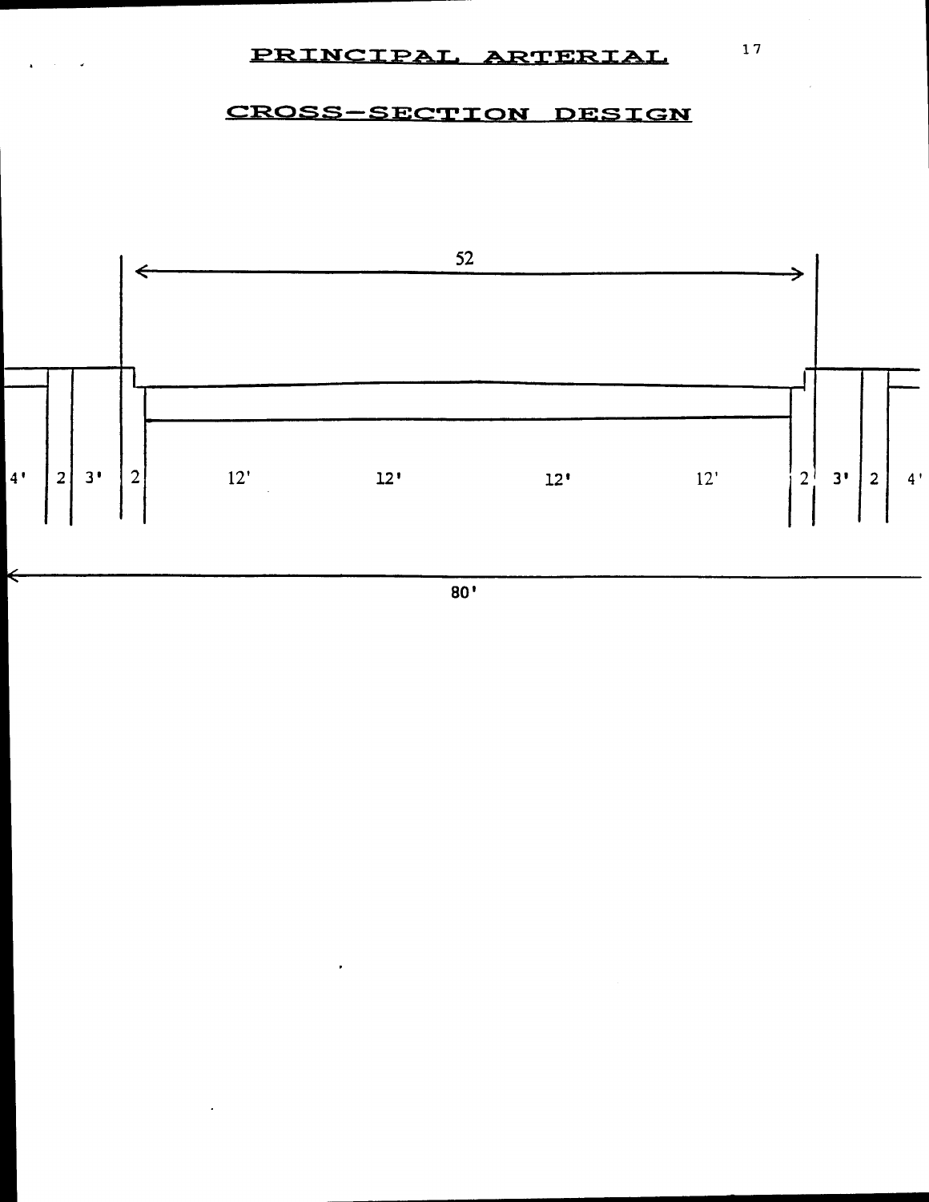# PRINCIPAL ARTERIAL

## CROSS-SECTION DESIGN

52

| 4' | 2 | 3' | 2 | 12' | 12' | 12' | 12' | 2 | 3' | 2 | 4' |
|---|---|---|---|---|---|---|---|---|---|---|---|

80'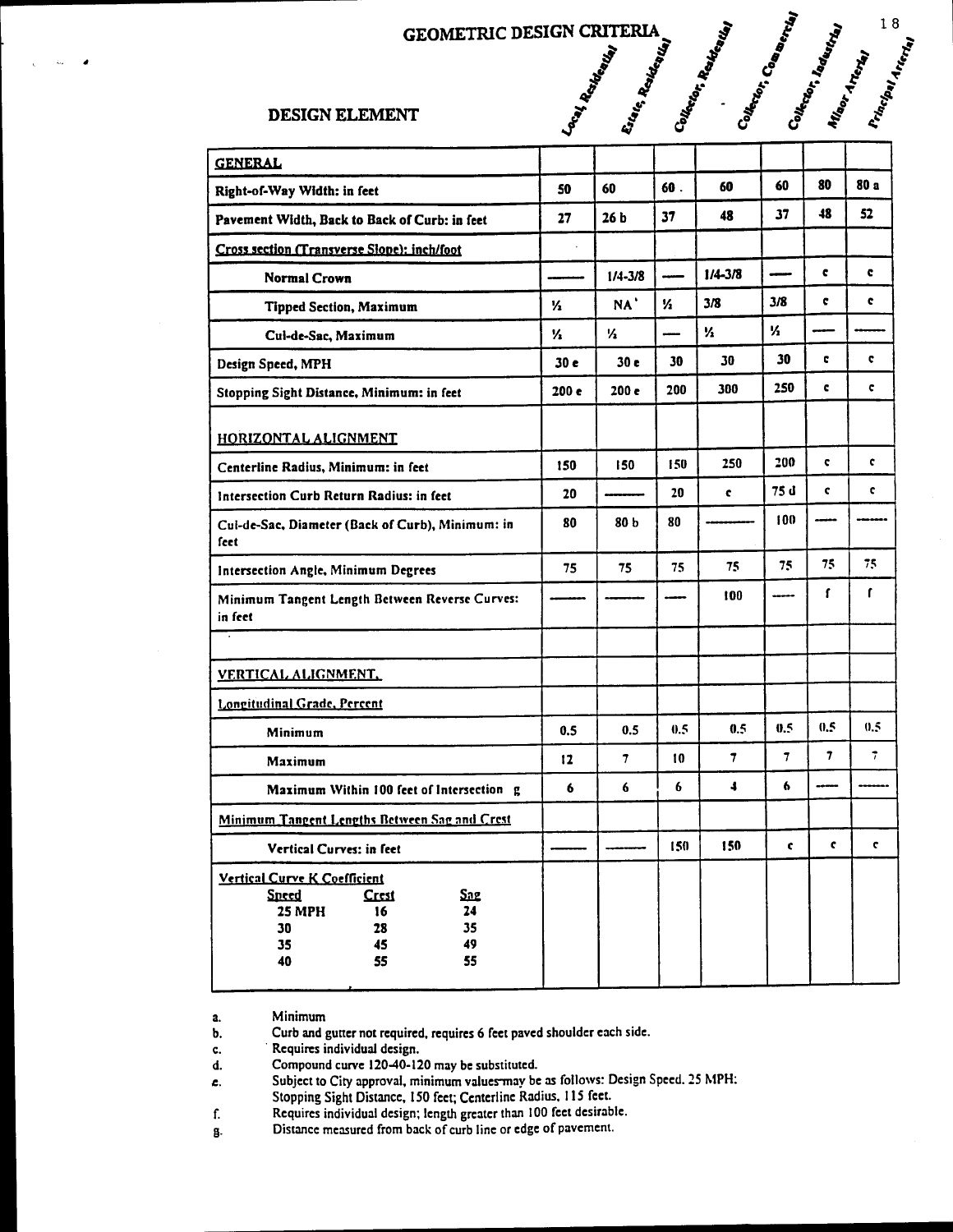# GEOMETRIC DESIGN CRITERIA

| DESIGN ELEMENT | Local, Residential | Estate, Residential | Collector, Residential | Collector, Commercial | Collector, Industrial | Minor Arterial | Principal Arterial |
|---|---|---|---|---|---|---|---|
| **GENERAL** | | | | | | | |
| **Right-of-Way Width: in feet** | 50 | 60 | 60 . | 60 | 60 | 80 | 80 a |
| **Pavement Width, Back to Back of Curb: in feet** | 27 | 26 b | 37 | 48 | 37 | 48 | 52 |
| **Cross section (Transverse Slope): inch/foot** | | | | | | | |
| **Normal Crown** | ——— | 1/4-3/8 | —— | 1/4-3/8 | —— | c | c |
| **Tipped Section, Maximum** | ½ | NA' | ½ | 3/8 | 3/8 | c | c |
| **Cul-de-Sac, Maximum** | ½ | ½ | —— | ½ | ½ | —— | ——— |
| **Design Speed, MPH** | 30 e | 30 e | 30 | 30 | 30 | c | c |
| **Stopping Sight Distance, Minimum: in feet** | 200 e | 200 e | 200 | 300 | 250 | c | c |
| **HORIZONTAL ALIGNMENT** | | | | | | | |
| **Centerline Radius, Minimum: in feet** | 150 | 150 | 150 | 250 | 200 | c | c |
| **Intersection Curb Return Radius: in feet** | 20 | ——— | 20 | c | 75 d | c | c |
| **Cul-de-Sac, Diameter (Back of Curb), Minimum: in feet** | 80 | 80 b | 80 | ——— | 100 | —— | ——— |
| **Intersection Angle, Minimum Degrees** | 75 | 75 | 75 | 75 | 75 | 75 | 75 |
| **Minimum Tangent Length Between Reverse Curves: in feet** | ——— | ——— | —— | 100 | —— | f | f |
| | | | | | | | |
| **VERTICAL ALIGNMENT.** | | | | | | | |
| **Longitudinal Grade, Percent** | | | | | | | |
| **Minimum** | 0.5 | 0.5 | 0.5 | 0.5 | 0.5 | 0.5 | 0.5 |
| **Maximum** | 12 | 7 | 10 | 7 | 7 | 7 | 7 |
| **Maximum Within 100 feet of Intersection g** | 6 | 6 | 6 | 4 | 6 | —— | ——— |
| **Minimum Tangent Lengths Between Sag and Crest** | | | | | | | |
| **Vertical Curves: in feet** | ——— | ——— | 150 | 150 | c | c | c |
| **Vertical Curve K Coefficient** | | | | | | | |

**Vertical Curve K Coefficient**

| Speed | Crest | Sag |
|---|---|---|
| 25 MPH | 16 | 24 |
| 30 | 28 | 35 |
| 35 | 45 | 49 |
| 40 | 55 | 55 |

a. Minimum
b. Curb and gutter not required, requires 6 feet paved shoulder each side.
c. Requires individual design.
d. Compound curve 120-40-120 may be substituted.
e. Subject to City approval, minimum values may be as follows: Design Speed. 25 MPH: Stopping Sight Distance, 150 feet; Centerline Radius, 115 feet.
f. Requires individual design; length greater than 100 feet desirable.
g. Distance measured from back of curb line or edge of pavement.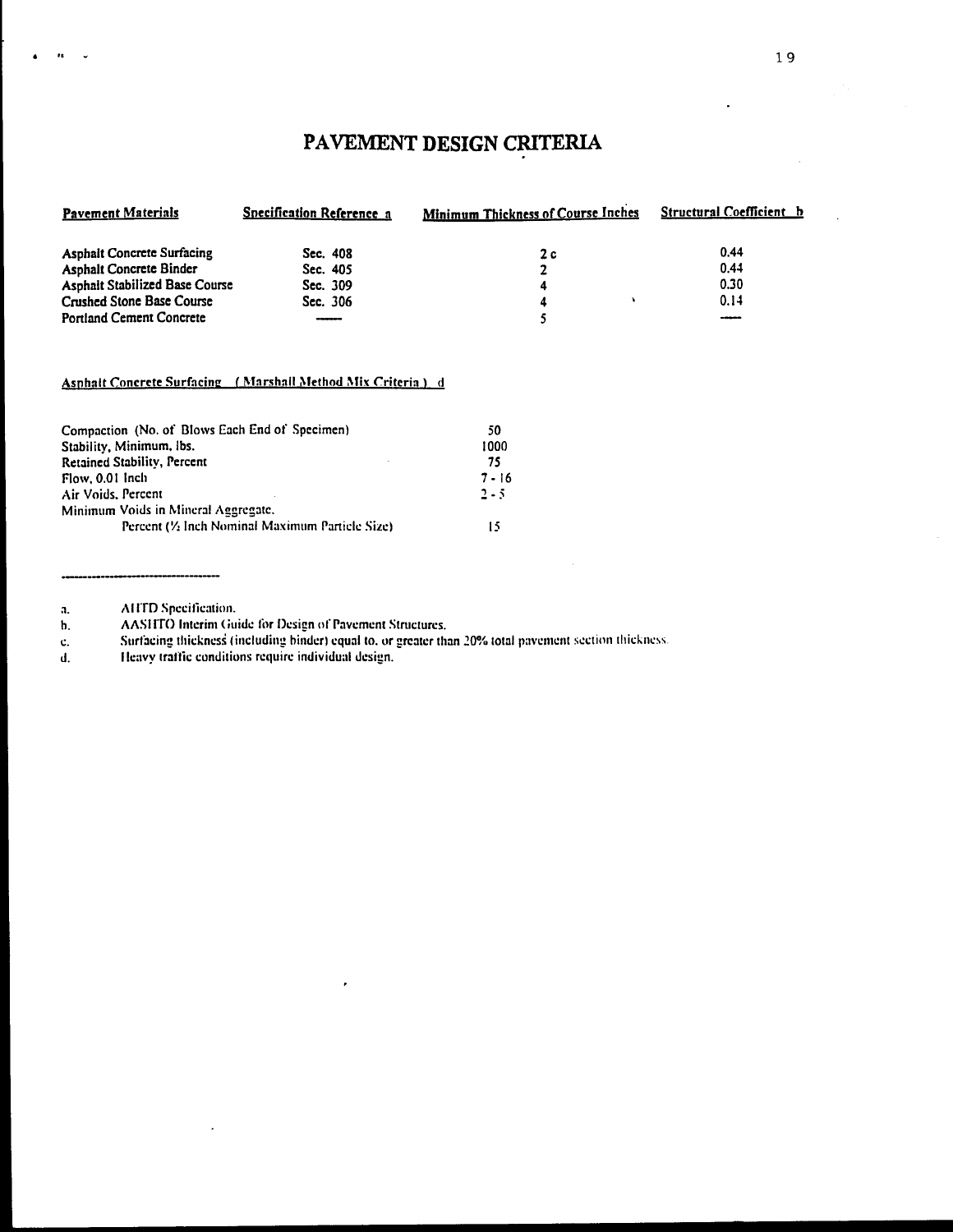# PAVEMENT DESIGN CRITERIA

| Pavement Materials | Specification Reference a | Minimum Thickness of Course Inches | Structural Coefficient b |
|---|---|---|---|
| Asphalt Concrete Surfacing | Sec. 408 | 2 c | 0.44 |
| Asphalt Concrete Binder | Sec. 405 | 2 | 0.44 |
| Asphalt Stabilized Base Course | Sec. 309 | 4 | 0.30 |
| Crushed Stone Base Course | Sec. 306 | 4 | 0.14 |
| Portland Cement Concrete | —— | 5 | —— |

Asphalt Concrete Surfacing (Marshall Method Mix Criteria) d

| | |
|---|---|
| Compaction (No. of Blows Each End of Specimen) | 50 |
| Stability, Minimum, lbs. | 1000 |
| Retained Stability, Percent | 75 |
| Flow, 0.01 Inch | 7 - 16 |
| Air Voids, Percent | 2 - 5 |
| Minimum Voids in Mineral Aggregate, Percent (½ Inch Nominal Maximum Particle Size) | 15 |

---

a. AHTD Specification.

b. AASHTO Interim Guide for Design of Pavement Structures.

c. Surfacing thickness (including binder) equal to, or greater than 20% total pavement section thickness.

d. Heavy traffic conditions require individual design.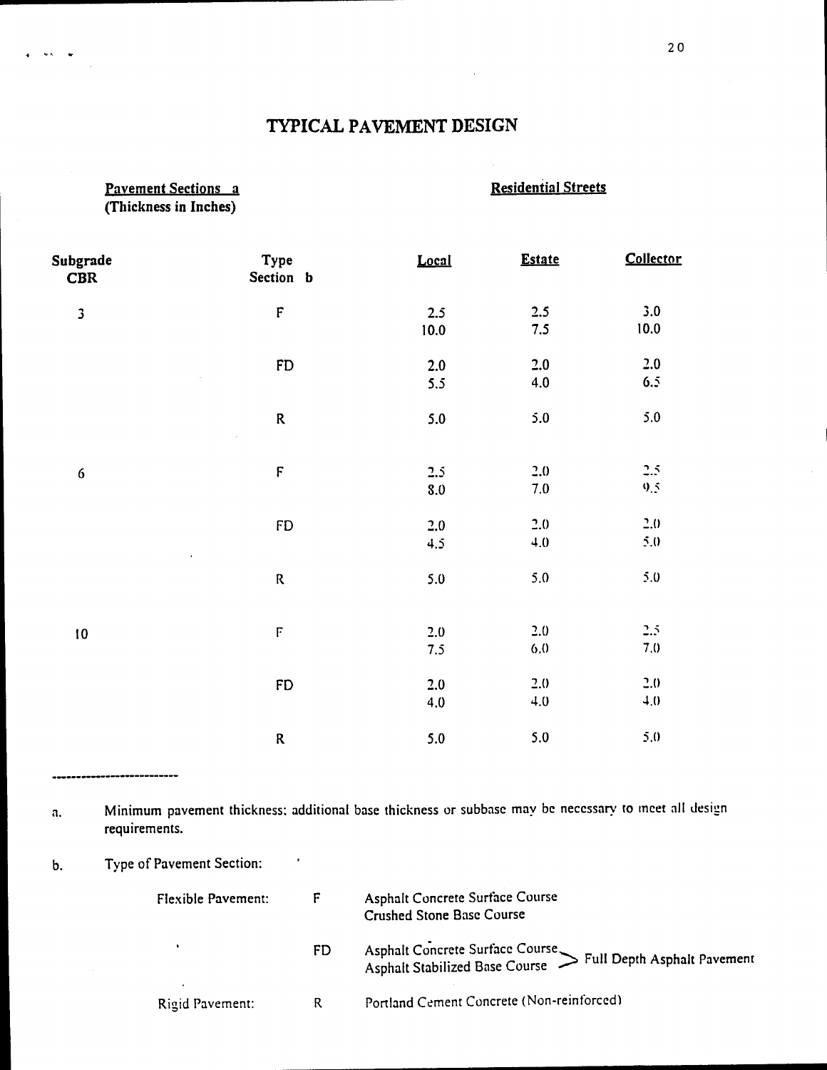# TYPICAL PAVEMENT DESIGN

**Pavement Sections a**
**(Thickness in Inches)**

**Residential Streets**

| Subgrade CBR | Type Section b | Local | Estate | Collector |
|---|---|---|---|---|
| 3 | F | 2.5<br>10.0 | 2.5<br>7.5 | 3.0<br>10.0 |
| | FD | 2.0<br>5.5 | 2.0<br>4.0 | 2.0<br>6.5 |
| | R | 5.0 | 5.0 | 5.0 |
| 6 | F | 2.5<br>8.0 | 2.0<br>7.0 | 2.5<br>9.5 |
| | FD | 2.0<br>4.5 | 2.0<br>4.0 | 2.0<br>5.0 |
| | R | 5.0 | 5.0 | 5.0 |
| 10 | F | 2.0<br>7.5 | 2.0<br>6.0 | 2.5<br>7.0 |
| | FD | 2.0<br>4.0 | 2.0<br>4.0 | 2.0<br>4.0 |
| | R | 5.0 | 5.0 | 5.0 |

---

a. Minimum pavement thickness; additional base thickness or subbase may be necessary to meet all design requirements.

b. Type of Pavement Section:

| | | |
|---|---|---|
| Flexible Pavement: | F | Asphalt Concrete Surface Course<br>Crushed Stone Base Course |
| | FD | Asphalt Concrete Surface Course<br>Asphalt Stabilized Base Course<br>> Full Depth Asphalt Pavement |
| Rigid Pavement: | R | Portland Cement Concrete (Non-reinforced) |